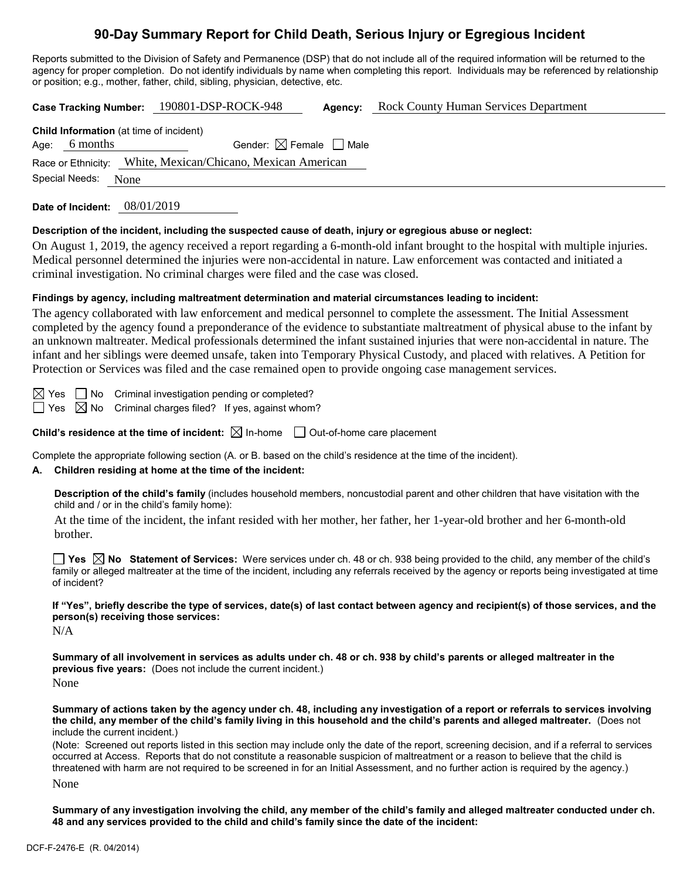# 90-Day Summary Report for Child Death, Serious Injury or Egregious Incident

Reports submitted to the Division of Safety and Permanence (DSP) that do not include all of the required information will be returned to the agency for proper completion. Do not identify individuals by name when completing this report. Individuals may be referenced by relationship or position; e.g., mother, father, child, sibling, physician, detective, etc.

**Case Tracking Number:** 190801-DSP-ROCK-948 **Agency:** Rock County Human Services Department

**Child Information** (at time of incident)

Age: 6 months Gender: ☒ Female ☐ Male

Race or Ethnicity: White, Mexican/Chicano, Mexican American

Special Needs: None

**Date of Incident:** 08/01/2019

**Description of the incident, including the suspected cause of death, injury or egregious abuse or neglect:**

On August 1, 2019, the agency received a report regarding a 6-month-old infant brought to the hospital with multiple injuries. Medical personnel determined the injuries were non-accidental in nature. Law enforcement was contacted and initiated a criminal investigation. No criminal charges were filed and the case was closed.

**Findings by agency, including maltreatment determination and material circumstances leading to incident:**

The agency collaborated with law enforcement and medical personnel to complete the assessment. The Initial Assessment completed by the agency found a preponderance of the evidence to substantiate maltreatment of physical abuse to the infant by an unknown maltreater. Medical professionals determined the infant sustained injuries that were non-accidental in nature. The infant and her siblings were deemed unsafe, taken into Temporary Physical Custody, and placed with relatives. A Petition for Protection or Services was filed and the case remained open to provide ongoing case management services.

☒ Yes ☐ No Criminal investigation pending or completed?

☐ Yes ☒ No Criminal charges filed? If yes, against whom?

**Child's residence at the time of incident:** ☒ In-home ☐ Out-of-home care placement

Complete the appropriate following section (A. or B. based on the child's residence at the time of the incident).

**A. Children residing at home at the time of the incident:**

**Description of the child's family** (includes household members, noncustodial parent and other children that have visitation with the child and / or in the child's family home):

At the time of the incident, the infant resided with her mother, her father, her 1-year-old brother and her 6-month-old brother.

☐ **Yes** ☒ **No Statement of Services:** Were services under ch. 48 or ch. 938 being provided to the child, any member of the child's family or alleged maltreater at the time of the incident, including any referrals received by the agency or reports being investigated at time of incident?

**If "Yes", briefly describe the type of services, date(s) of last contact between agency and recipient(s) of those services, and the person(s) receiving those services:**

N/A

**Summary of all involvement in services as adults under ch. 48 or ch. 938 by child's parents or alleged maltreater in the previous five years:** (Does not include the current incident.)

None

**Summary of actions taken by the agency under ch. 48, including any investigation of a report or referrals to services involving the child, any member of the child's family living in this household and the child's parents and alleged maltreater.** (Does not include the current incident.)

(Note: Screened out reports listed in this section may include only the date of the report, screening decision, and if a referral to services occurred at Access. Reports that do not constitute a reasonable suspicion of maltreatment or a reason to believe that the child is threatened with harm are not required to be screened in for an Initial Assessment, and no further action is required by the agency.)

None

**Summary of any investigation involving the child, any member of the child's family and alleged maltreater conducted under ch. 48 and any services provided to the child and child's family since the date of the incident:**

DCF-F-2476-E (R. 04/2014)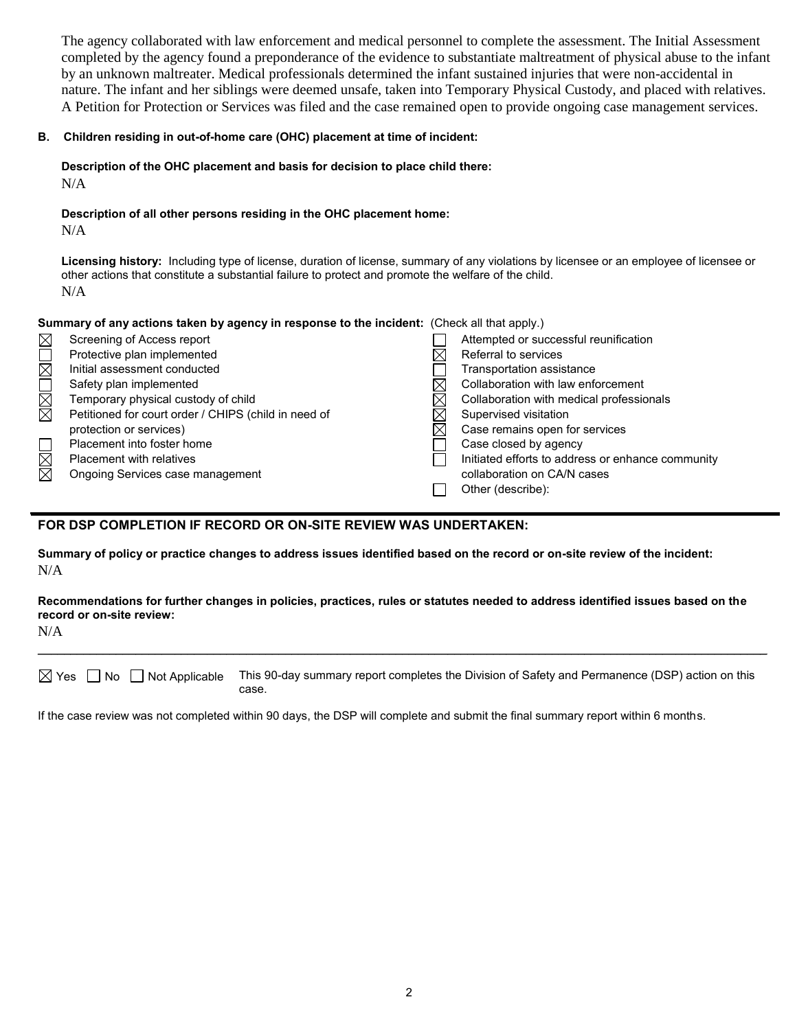The agency collaborated with law enforcement and medical personnel to complete the assessment. The Initial Assessment completed by the agency found a preponderance of the evidence to substantiate maltreatment of physical abuse to the infant by an unknown maltreater. Medical professionals determined the infant sustained injuries that were non-accidental in nature. The infant and her siblings were deemed unsafe, taken into Temporary Physical Custody, and placed with relatives. A Petition for Protection or Services was filed and the case remained open to provide ongoing case management services.

**B. Children residing in out-of-home care (OHC) placement at time of incident:**

**Description of the OHC placement and basis for decision to place child there:**
N/A

**Description of all other persons residing in the OHC placement home:**
N/A

**Licensing history:** Including type of license, duration of license, summary of any violations by licensee or an employee of licensee or other actions that constitute a substantial failure to protect and promote the welfare of the child.
N/A

**Summary of any actions taken by agency in response to the incident:** (Check all that apply.)

- ☒ Screening of Access report
- ☐ Protective plan implemented
- ☒ Initial assessment conducted
- ☐ Safety plan implemented
- ☒ Temporary physical custody of child
- ☒ Petitioned for court order / CHIPS (child in need of protection or services)
- ☐ Placement into foster home
- ☒ Placement with relatives
- ☒ Ongoing Services case management
- ☐ Attempted or successful reunification
- ☒ Referral to services
- ☐ Transportation assistance
- ☒ Collaboration with law enforcement
- ☒ Collaboration with medical professionals
- ☒ Supervised visitation
- ☒ Case remains open for services
- ☐ Case closed by agency
- ☐ Initiated efforts to address or enhance community collaboration on CA/N cases
- ☐ Other (describe):

## FOR DSP COMPLETION IF RECORD OR ON-SITE REVIEW WAS UNDERTAKEN:

**Summary of policy or practice changes to address issues identified based on the record or on-site review of the incident:**
N/A

**Recommendations for further changes in policies, practices, rules or statutes needed to address identified issues based on the record or on-site review:**
N/A

---

☒ Yes ☐ No ☐ Not Applicable This 90-day summary report completes the Division of Safety and Permanence (DSP) action on this case.

If the case review was not completed within 90 days, the DSP will complete and submit the final summary report within 6 months.